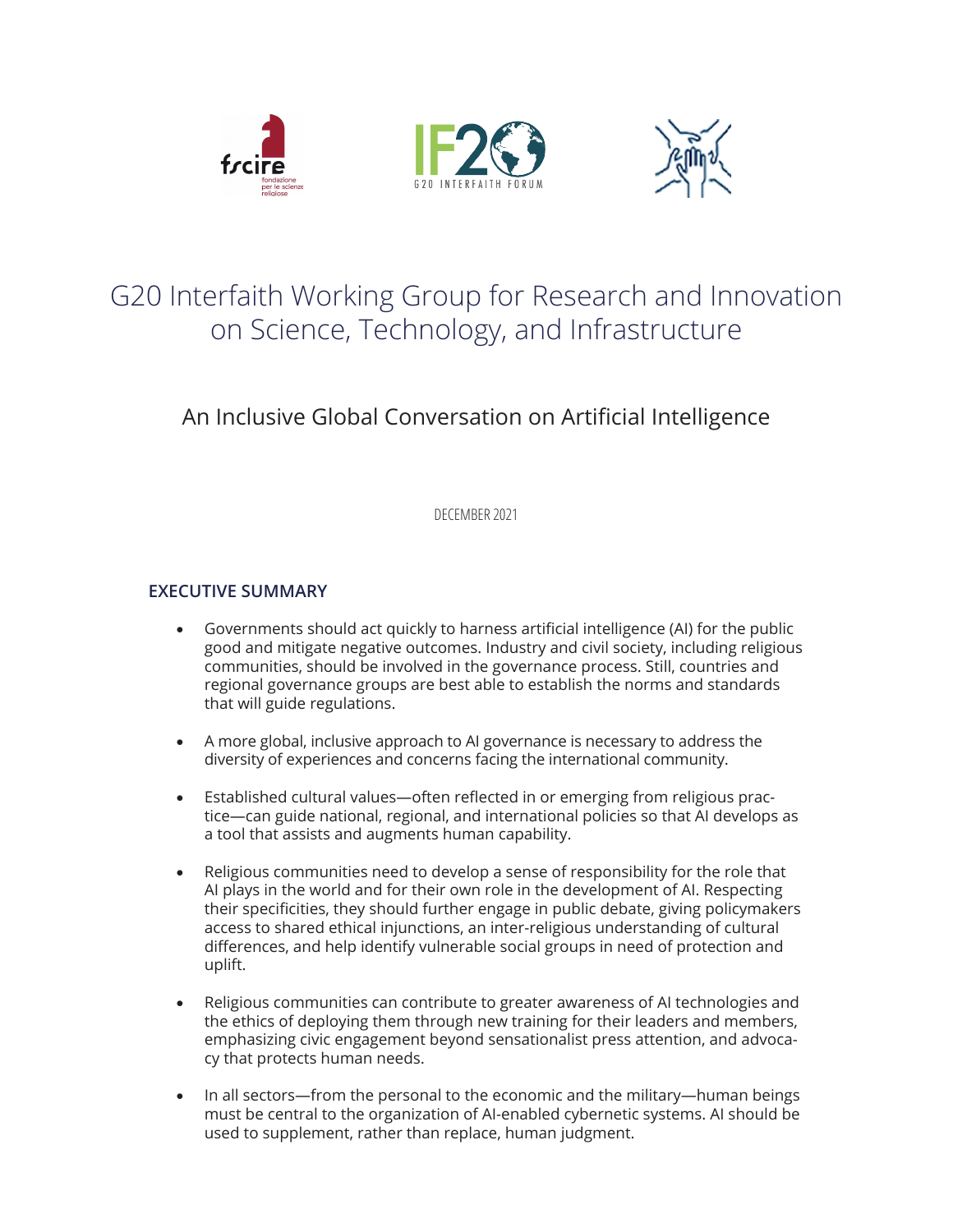# G20 Interfaith Working Group for Research and Innovation on Science, Technology, and Infrastructure

## An Inclusive Global Conversation on Artificial Intelligence

DECEMBER 2021

### EXECUTIVE SUMMARY

- Governments should act quickly to harness artificial intelligence (AI) for the public good and mitigate negative outcomes. Industry and civil society, including religious communities, should be involved in the governance process. Still, countries and regional governance groups are best able to establish the norms and standards that will guide regulations.

- A more global, inclusive approach to AI governance is necessary to address the diversity of experiences and concerns facing the international community.

- Established cultural values—often reflected in or emerging from religious practice—can guide national, regional, and international policies so that AI develops as a tool that assists and augments human capability.

- Religious communities need to develop a sense of responsibility for the role that AI plays in the world and for their own role in the development of AI. Respecting their specificities, they should further engage in public debate, giving policymakers access to shared ethical injunctions, an inter-religious understanding of cultural differences, and help identify vulnerable social groups in need of protection and uplift.

- Religious communities can contribute to greater awareness of AI technologies and the ethics of deploying them through new training for their leaders and members, emphasizing civic engagement beyond sensationalist press attention, and advocacy that protects human needs.

- In all sectors—from the personal to the economic and the military—human beings must be central to the organization of AI-enabled cybernetic systems. AI should be used to supplement, rather than replace, human judgment.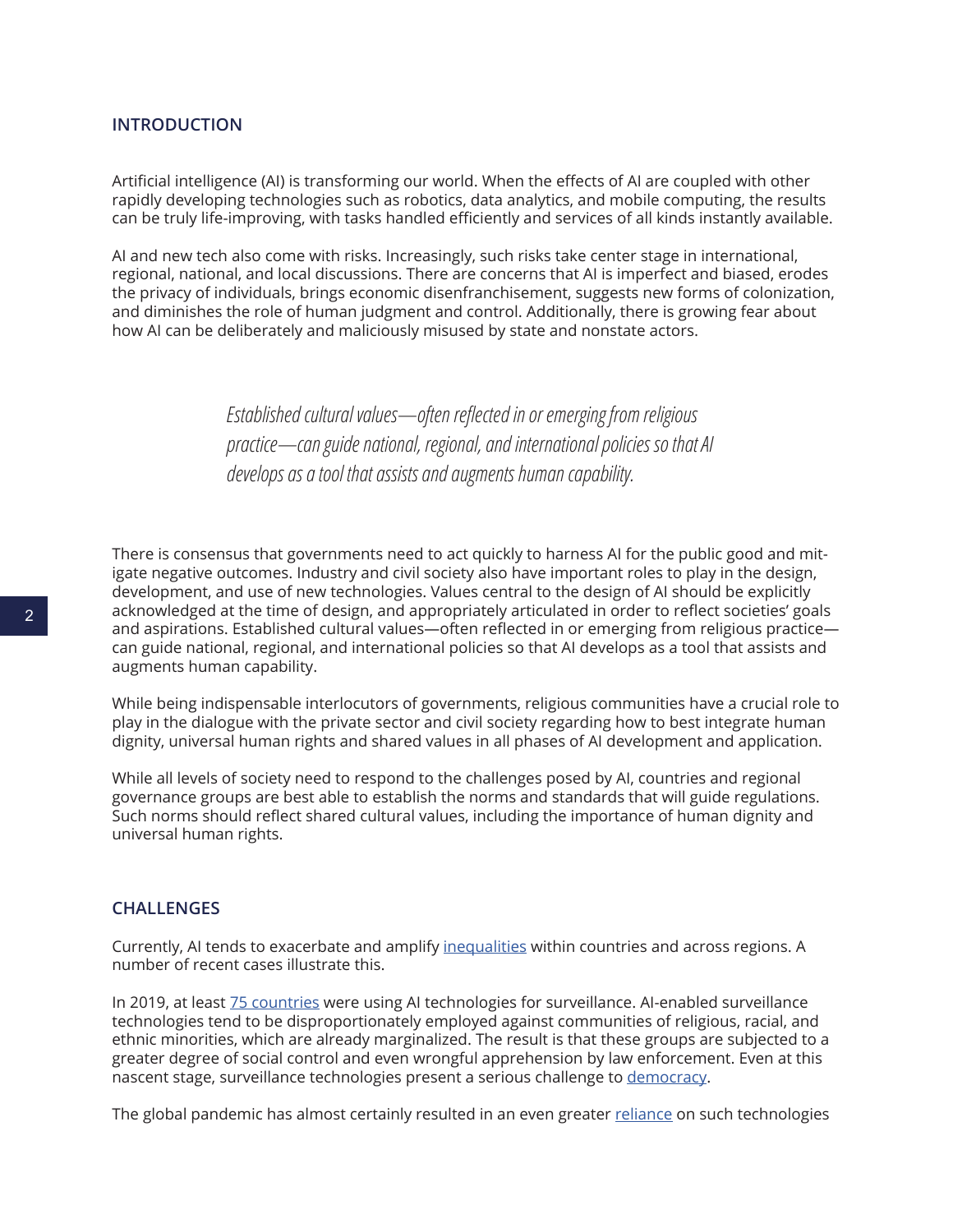## INTRODUCTION

Artificial intelligence (AI) is transforming our world. When the effects of AI are coupled with other rapidly developing technologies such as robotics, data analytics, and mobile computing, the results can be truly life-improving, with tasks handled efficiently and services of all kinds instantly available.

AI and new tech also come with risks. Increasingly, such risks take center stage in international, regional, national, and local discussions. There are concerns that AI is imperfect and biased, erodes the privacy of individuals, brings economic disenfranchisement, suggests new forms of colonization, and diminishes the role of human judgment and control. Additionally, there is growing fear about how AI can be deliberately and maliciously misused by state and nonstate actors.

> *Established cultural values—often reflected in or emerging from religious practice—can guide national, regional, and international policies so that AI develops as a tool that assists and augments human capability.*

There is consensus that governments need to act quickly to harness AI for the public good and mitigate negative outcomes. Industry and civil society also have important roles to play in the design, development, and use of new technologies. Values central to the design of AI should be explicitly acknowledged at the time of design, and appropriately articulated in order to reflect societies' goals and aspirations. Established cultural values—often reflected in or emerging from religious practice—can guide national, regional, and international policies so that AI develops as a tool that assists and augments human capability.

While being indispensable interlocutors of governments, religious communities have a crucial role to play in the dialogue with the private sector and civil society regarding how to best integrate human dignity, universal human rights and shared values in all phases of AI development and application.

While all levels of society need to respond to the challenges posed by AI, countries and regional governance groups are best able to establish the norms and standards that will guide regulations. Such norms should reflect shared cultural values, including the importance of human dignity and universal human rights.

## CHALLENGES

Currently, AI tends to exacerbate and amplify inequalities within countries and across regions. A number of recent cases illustrate this.

In 2019, at least 75 countries were using AI technologies for surveillance. AI-enabled surveillance technologies tend to be disproportionately employed against communities of religious, racial, and ethnic minorities, which are already marginalized. The result is that these groups are subjected to a greater degree of social control and even wrongful apprehension by law enforcement. Even at this nascent stage, surveillance technologies present a serious challenge to democracy.

The global pandemic has almost certainly resulted in an even greater reliance on such technologies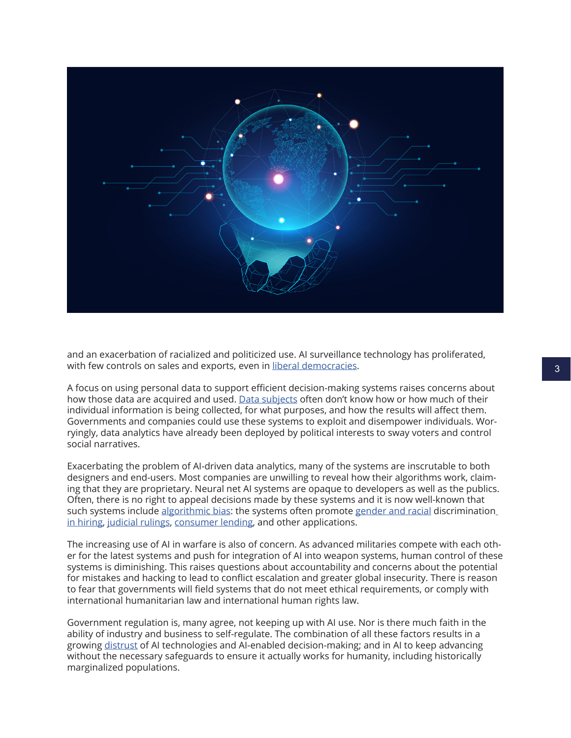and an exacerbation of racialized and politicized use. AI surveillance technology has proliferated, with few controls on sales and exports, even in liberal democracies.

A focus on using personal data to support efficient decision-making systems raises concerns about how those data are acquired and used. Data subjects often don't know how or how much of their individual information is being collected, for what purposes, and how the results will affect them. Governments and companies could use these systems to exploit and disempower individuals. Worryingly, data analytics have already been deployed by political interests to sway voters and control social narratives.

Exacerbating the problem of AI-driven data analytics, many of the systems are inscrutable to both designers and end-users. Most companies are unwilling to reveal how their algorithms work, claiming that they are proprietary. Neural net AI systems are opaque to developers as well as the publics. Often, there is no right to appeal decisions made by these systems and it is now well-known that such systems include algorithmic bias: the systems often promote gender and racial discrimination in hiring, judicial rulings, consumer lending, and other applications.

The increasing use of AI in warfare is also of concern. As advanced militaries compete with each other for the latest systems and push for integration of AI into weapon systems, human control of these systems is diminishing. This raises questions about accountability and concerns about the potential for mistakes and hacking to lead to conflict escalation and greater global insecurity. There is reason to fear that governments will field systems that do not meet ethical requirements, or comply with international humanitarian law and international human rights law.

Government regulation is, many agree, not keeping up with AI use. Nor is there much faith in the ability of industry and business to self-regulate. The combination of all these factors results in a growing distrust of AI technologies and AI-enabled decision-making; and in AI to keep advancing without the necessary safeguards to ensure it actually works for humanity, including historically marginalized populations.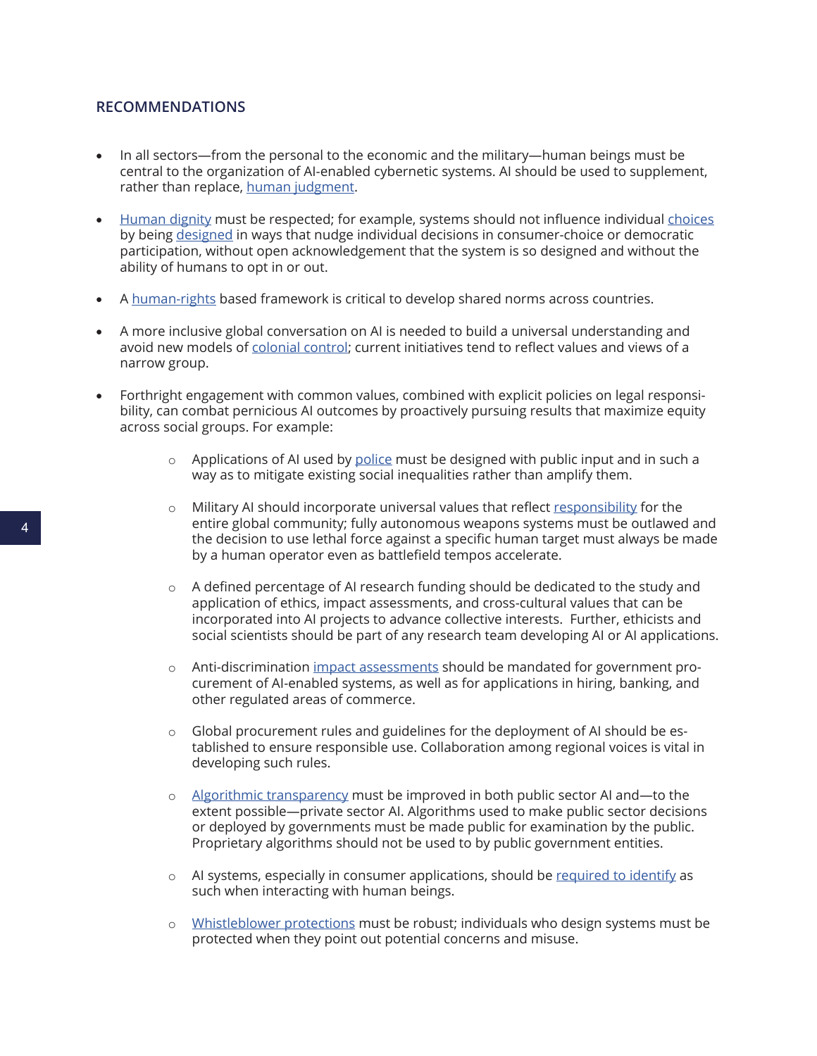## RECOMMENDATIONS

- In all sectors—from the personal to the economic and the military—human beings must be central to the organization of AI-enabled cybernetic systems. AI should be used to supplement, rather than replace, human judgment.

- Human dignity must be respected; for example, systems should not influence individual choices by being designed in ways that nudge individual decisions in consumer-choice or democratic participation, without open acknowledgement that the system is so designed and without the ability of humans to opt in or out.

- A human-rights based framework is critical to develop shared norms across countries.

- A more inclusive global conversation on AI is needed to build a universal understanding and avoid new models of colonial control; current initiatives tend to reflect values and views of a narrow group.

- Forthright engagement with common values, combined with explicit policies on legal responsibility, can combat pernicious AI outcomes by proactively pursuing results that maximize equity across social groups. For example:

    - Applications of AI used by police must be designed with public input and in such a way as to mitigate existing social inequalities rather than amplify them.

    - Military AI should incorporate universal values that reflect responsibility for the entire global community; fully autonomous weapons systems must be outlawed and the decision to use lethal force against a specific human target must always be made by a human operator even as battlefield tempos accelerate.

    - A defined percentage of AI research funding should be dedicated to the study and application of ethics, impact assessments, and cross-cultural values that can be incorporated into AI projects to advance collective interests. Further, ethicists and social scientists should be part of any research team developing AI or AI applications.

    - Anti-discrimination impact assessments should be mandated for government procurement of AI-enabled systems, as well as for applications in hiring, banking, and other regulated areas of commerce.

    - Global procurement rules and guidelines for the deployment of AI should be established to ensure responsible use. Collaboration among regional voices is vital in developing such rules.

    - Algorithmic transparency must be improved in both public sector AI and—to the extent possible—private sector AI. Algorithms used to make public sector decisions or deployed by governments must be made public for examination by the public. Proprietary algorithms should not be used to by public government entities.

    - AI systems, especially in consumer applications, should be required to identify as such when interacting with human beings.

    - Whistleblower protections must be robust; individuals who design systems must be protected when they point out potential concerns and misuse.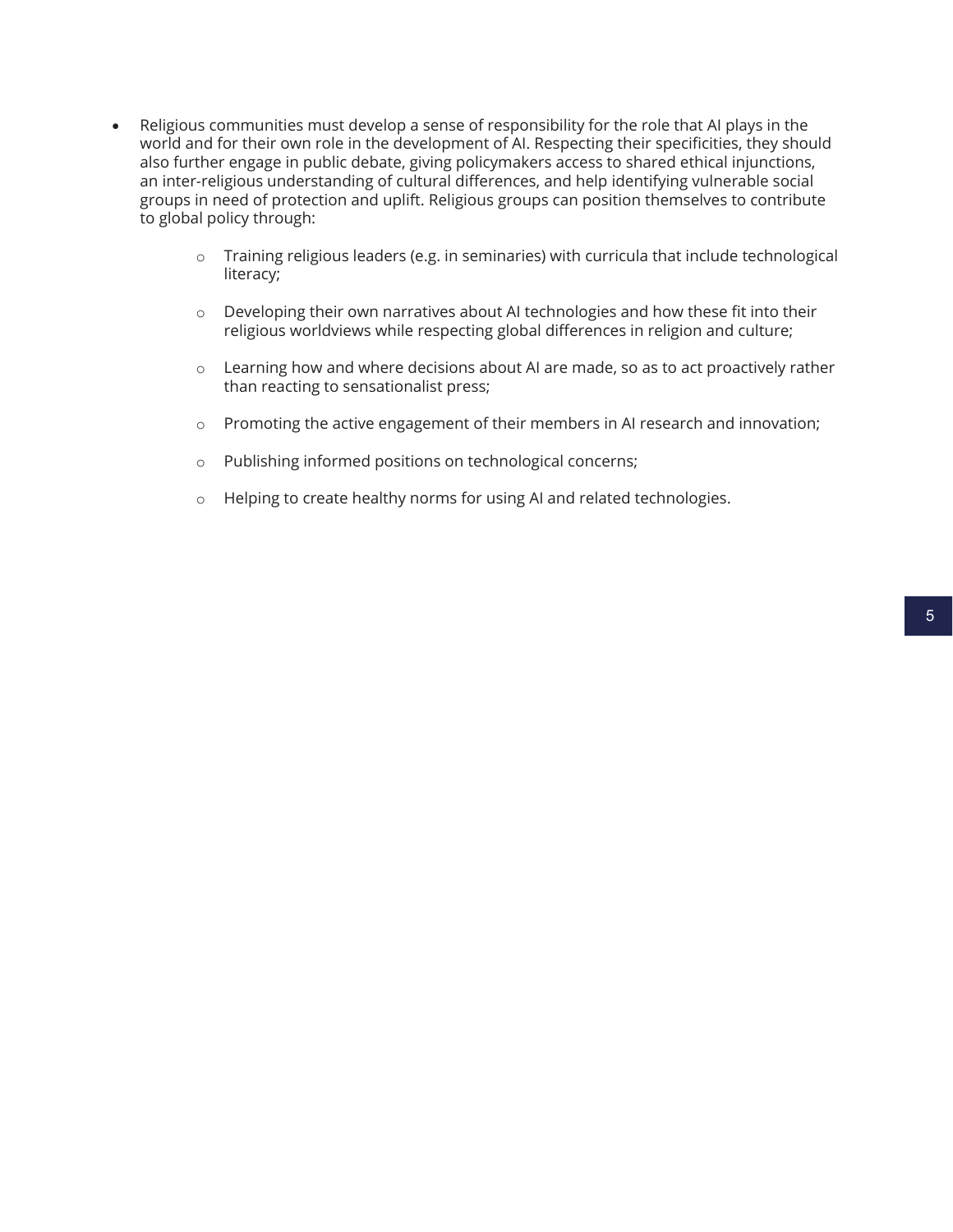- Religious communities must develop a sense of responsibility for the role that AI plays in the world and for their own role in the development of AI. Respecting their specificities, they should also further engage in public debate, giving policymakers access to shared ethical injunctions, an inter-religious understanding of cultural differences, and help identifying vulnerable social groups in need of protection and uplift. Religious groups can position themselves to contribute to global policy through:
  - Training religious leaders (e.g. in seminaries) with curricula that include technological literacy;
  - Developing their own narratives about AI technologies and how these fit into their religious worldviews while respecting global differences in religion and culture;
  - Learning how and where decisions about AI are made, so as to act proactively rather than reacting to sensationalist press;
  - Promoting the active engagement of their members in AI research and innovation;
  - Publishing informed positions on technological concerns;
  - Helping to create healthy norms for using AI and related technologies.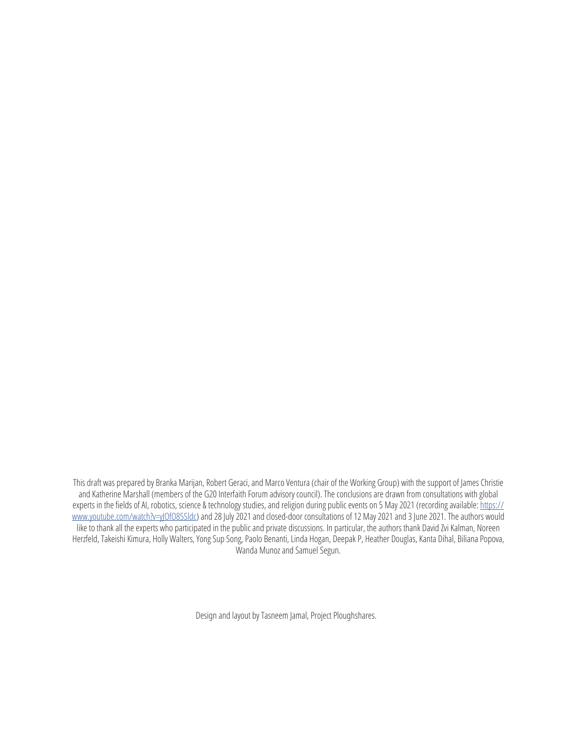This draft was prepared by Branka Marijan, Robert Geraci, and Marco Ventura (chair of the Working Group) with the support of James Christie and Katherine Marshall (members of the G20 Interfaith Forum advisory council). The conclusions are drawn from consultations with global experts in the fields of AI, robotics, science & technology studies, and religion during public events on 5 May 2021 (recording available: [https://www.youtube.com/watch?v=yJ0fO85Sldc](https://www.youtube.com/watch?v=yJ0fO85Sldc)) and 28 July 2021 and closed-door consultations of 12 May 2021 and 3 June 2021. The authors would like to thank all the experts who participated in the public and private discussions. In particular, the authors thank David Zvi Kalman, Noreen Herzfeld, Takeishi Kimura, Holly Walters, Yong Sup Song, Paolo Benanti, Linda Hogan, Deepak P, Heather Douglas, Kanta Dihal, Biliana Popova, Wanda Munoz and Samuel Segun.

Design and layout by Tasneem Jamal, Project Ploughshares.